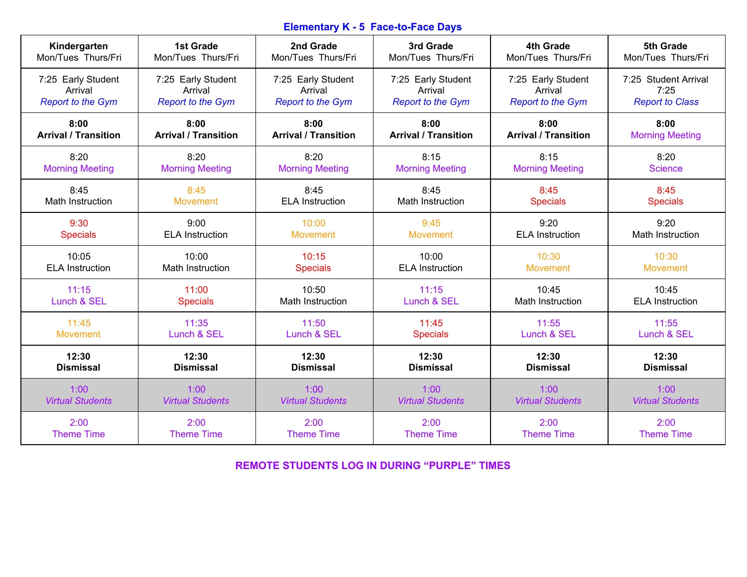## Elementary K - 5 Face-to-Face Days

| Kindergarten<br>Mon/Tues Thurs/Fri | 1st Grade<br>Mon/Tues Thurs/Fri | 2nd Grade<br>Mon/Tues Thurs/Fri | 3rd Grade<br>Mon/Tues Thurs/Fri | 4th Grade<br>Mon/Tues Thurs/Fri | 5th Grade<br>Mon/Tues Thurs/Fri |
|---|---|---|---|---|---|
| 7:25 Early Student Arrival<br>*Report to the Gym* | 7:25 Early Student Arrival<br>*Report to the Gym* | 7:25 Early Student Arrival<br>*Report to the Gym* | 7:25 Early Student Arrival<br>*Report to the Gym* | 7:25 Early Student Arrival<br>*Report to the Gym* | 7:25 Student Arrival<br>7:25<br>*Report to Class* |
| **8:00**<br>**Arrival / Transition** | **8:00**<br>**Arrival / Transition** | **8:00**<br>**Arrival / Transition** | **8:00**<br>**Arrival / Transition** | **8:00**<br>**Arrival / Transition** | **8:00**<br>Morning Meeting |
| 8:20<br>Morning Meeting | 8:20<br>Morning Meeting | 8:20<br>Morning Meeting | 8:15<br>Morning Meeting | 8:15<br>Morning Meeting | 8:20<br>Science |
| 8:45<br>Math Instruction | 8:45<br>Movement | 8:45<br>ELA Instruction | 8:45<br>Math Instruction | 8:45<br>Specials | 8:45<br>Specials |
| 9:30<br>Specials | 9:00<br>ELA Instruction | 10:00<br>Movement | 9:45<br>Movement | 9:20<br>ELA Instruction | 9:20<br>Math Instruction |
| 10:05<br>ELA Instruction | 10:00<br>Math Instruction | 10:15<br>Specials | 10:00<br>ELA Instruction | 10:30<br>Movement | 10:30<br>Movement |
| 11:15<br>Lunch & SEL | 11:00<br>Specials | 10:50<br>Math Instruction | 11:15<br>Lunch & SEL | 10:45<br>Math Instruction | 10:45<br>ELA Instruction |
| 11:45<br>Movement | 11:35<br>Lunch & SEL | 11:50<br>Lunch & SEL | 11:45<br>Specials | 11:55<br>Lunch & SEL | 11:55<br>Lunch & SEL |
| **12:30**<br>**Dismissal** | **12:30**<br>**Dismissal** | **12:30**<br>**Dismissal** | **12:30**<br>**Dismissal** | **12:30**<br>**Dismissal** | **12:30**<br>**Dismissal** |
| 1:00<br>*Virtual Students* | 1:00<br>*Virtual Students* | 1:00<br>*Virtual Students* | 1:00<br>*Virtual Students* | 1:00<br>*Virtual Students* | 1:00<br>*Virtual Students* |
| 2:00<br>Theme Time | 2:00<br>Theme Time | 2:00<br>Theme Time | 2:00<br>Theme Time | 2:00<br>Theme Time | 2:00<br>Theme Time |

**REMOTE STUDENTS LOG IN DURING "PURPLE" TIMES**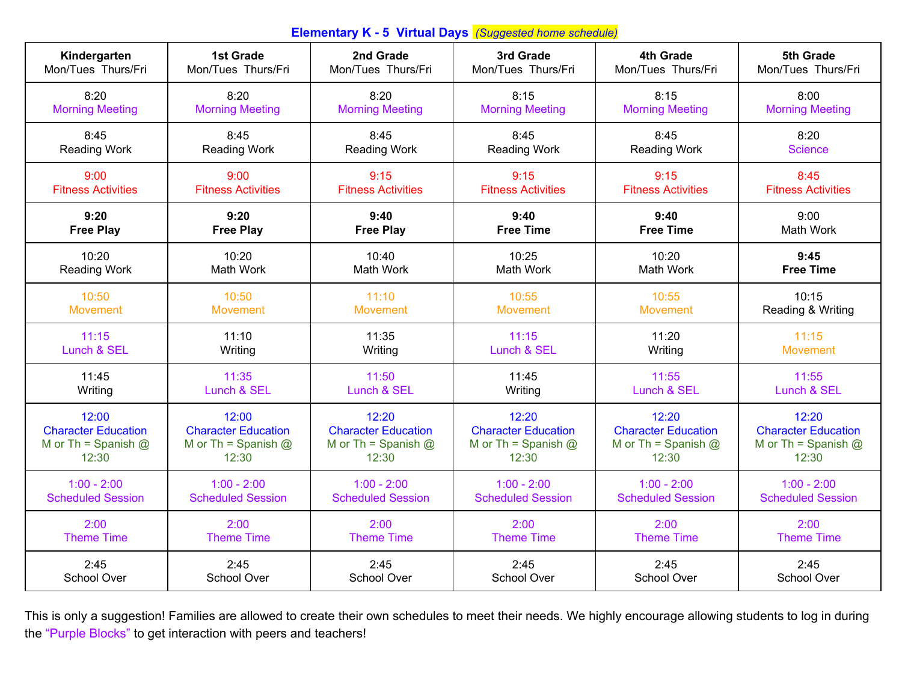## Elementary K - 5 Virtual Days *(Suggested home schedule)*

| **Kindergarten** Mon/Tues Thurs/Fri | **1st Grade** Mon/Tues Thurs/Fri | **2nd Grade** Mon/Tues Thurs/Fri | **3rd Grade** Mon/Tues Thurs/Fri | **4th Grade** Mon/Tues Thurs/Fri | **5th Grade** Mon/Tues Thurs/Fri |
| --- | --- | --- | --- | --- | --- |
| 8:20 Morning Meeting | 8:20 Morning Meeting | 8:20 Morning Meeting | 8:15 Morning Meeting | 8:15 Morning Meeting | 8:00 Morning Meeting |
| 8:45 Reading Work | 8:45 Reading Work | 8:45 Reading Work | 8:45 Reading Work | 8:45 Reading Work | 8:20 Science |
| 9:00 Fitness Activities | 9:00 Fitness Activities | 9:15 Fitness Activities | 9:15 Fitness Activities | 9:15 Fitness Activities | 8:45 Fitness Activities |
| **9:20 Free Play** | **9:20 Free Play** | **9:40 Free Play** | **9:40 Free Time** | **9:40 Free Time** | 9:00 Math Work |
| 10:20 Reading Work | 10:20 Math Work | 10:40 Math Work | 10:25 Math Work | 10:20 Math Work | **9:45 Free Time** |
| 10:50 Movement | 10:50 Movement | 11:10 Movement | 10:55 Movement | 10:55 Movement | 10:15 Reading & Writing |
| 11:15 Lunch & SEL | 11:10 Writing | 11:35 Writing | 11:15 Lunch & SEL | 11:20 Writing | 11:15 Movement |
| 11:45 Writing | 11:35 Lunch & SEL | 11:50 Lunch & SEL | 11:45 Writing | 11:55 Lunch & SEL | 11:55 Lunch & SEL |
| 12:00 Character Education M or Th = Spanish @ 12:30 | 12:00 Character Education M or Th = Spanish @ 12:30 | 12:20 Character Education M or Th = Spanish @ 12:30 | 12:20 Character Education M or Th = Spanish @ 12:30 | 12:20 Character Education M or Th = Spanish @ 12:30 | 12:20 Character Education M or Th = Spanish @ 12:30 |
| 1:00 - 2:00 Scheduled Session | 1:00 - 2:00 Scheduled Session | 1:00 - 2:00 Scheduled Session | 1:00 - 2:00 Scheduled Session | 1:00 - 2:00 Scheduled Session | 1:00 - 2:00 Scheduled Session |
| 2:00 Theme Time | 2:00 Theme Time | 2:00 Theme Time | 2:00 Theme Time | 2:00 Theme Time | 2:00 Theme Time |
| 2:45 School Over | 2:45 School Over | 2:45 School Over | 2:45 School Over | 2:45 School Over | 2:45 School Over |

This is only a suggestion! Families are allowed to create their own schedules to meet their needs. We highly encourage allowing students to log in during the "Purple Blocks" to get interaction with peers and teachers!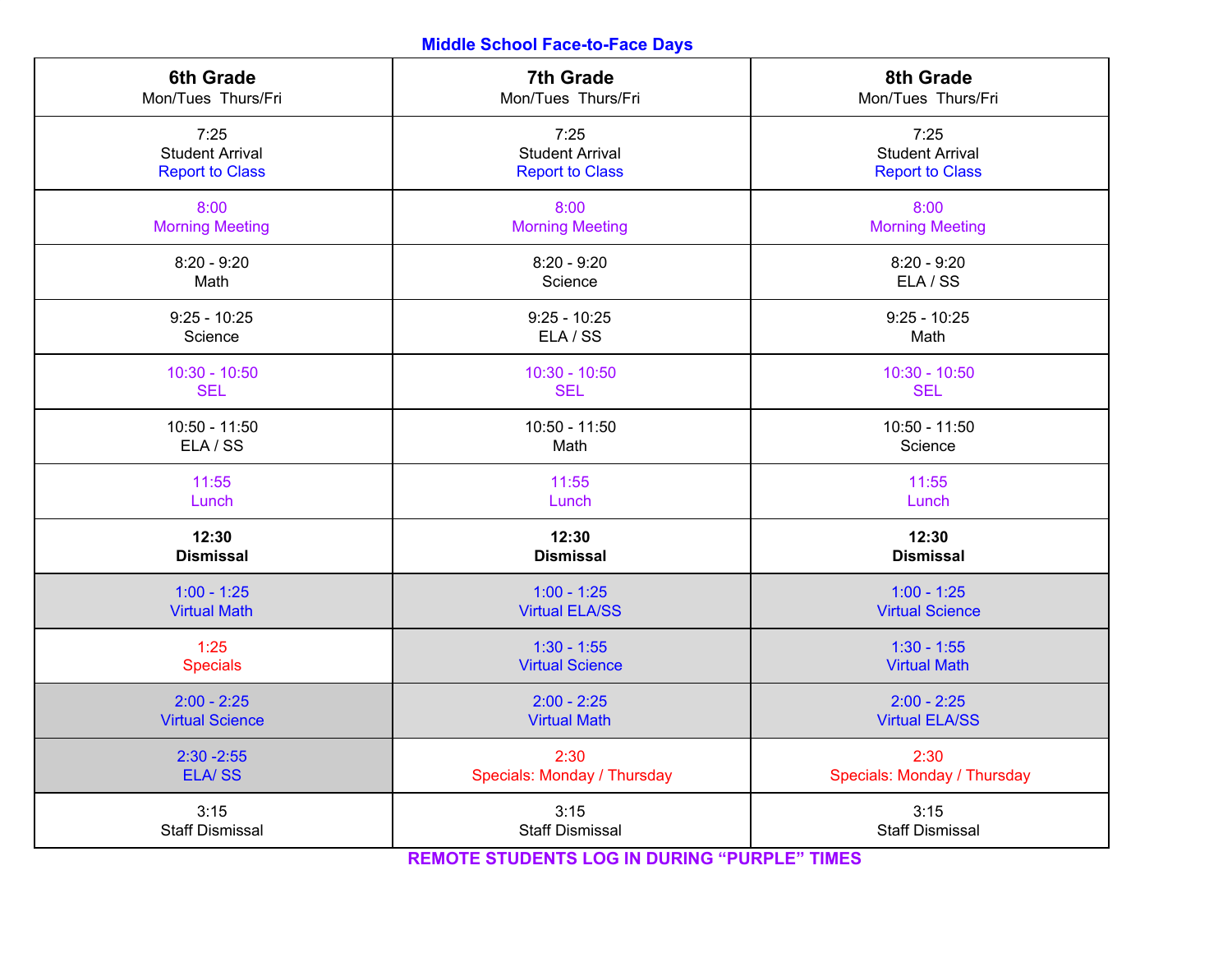## Middle School Face-to-Face Days

| 6th Grade<br>Mon/Tues Thurs/Fri | 7th Grade<br>Mon/Tues Thurs/Fri | 8th Grade<br>Mon/Tues Thurs/Fri |
|---|---|---|
| 7:25<br>Student Arrival<br>Report to Class | 7:25<br>Student Arrival<br>Report to Class | 7:25<br>Student Arrival<br>Report to Class |
| 8:00<br>Morning Meeting | 8:00<br>Morning Meeting | 8:00<br>Morning Meeting |
| 8:20 - 9:20<br>Math | 8:20 - 9:20<br>Science | 8:20 - 9:20<br>ELA / SS |
| 9:25 - 10:25<br>Science | 9:25 - 10:25<br>ELA / SS | 9:25 - 10:25<br>Math |
| 10:30 - 10:50<br>SEL | 10:30 - 10:50<br>SEL | 10:30 - 10:50<br>SEL |
| 10:50 - 11:50<br>ELA / SS | 10:50 - 11:50<br>Math | 10:50 - 11:50<br>Science |
| 11:55<br>Lunch | 11:55<br>Lunch | 11:55<br>Lunch |
| **12:30<br>Dismissal** | **12:30<br>Dismissal** | **12:30<br>Dismissal** |
| 1:00 - 1:25<br>Virtual Math | 1:00 - 1:25<br>Virtual ELA/SS | 1:00 - 1:25<br>Virtual Science |
| 1:25<br>Specials | 1:30 - 1:55<br>Virtual Science | 1:30 - 1:55<br>Virtual Math |
| 2:00 - 2:25<br>Virtual Science | 2:00 - 2:25<br>Virtual Math | 2:00 - 2:25<br>Virtual ELA/SS |
| 2:30 -2:55<br>ELA/ SS | 2:30<br>Specials: Monday / Thursday | 2:30<br>Specials: Monday / Thursday |
| 3:15<br>Staff Dismissal | 3:15<br>Staff Dismissal | 3:15<br>Staff Dismissal |

**REMOTE STUDENTS LOG IN DURING "PURPLE" TIMES**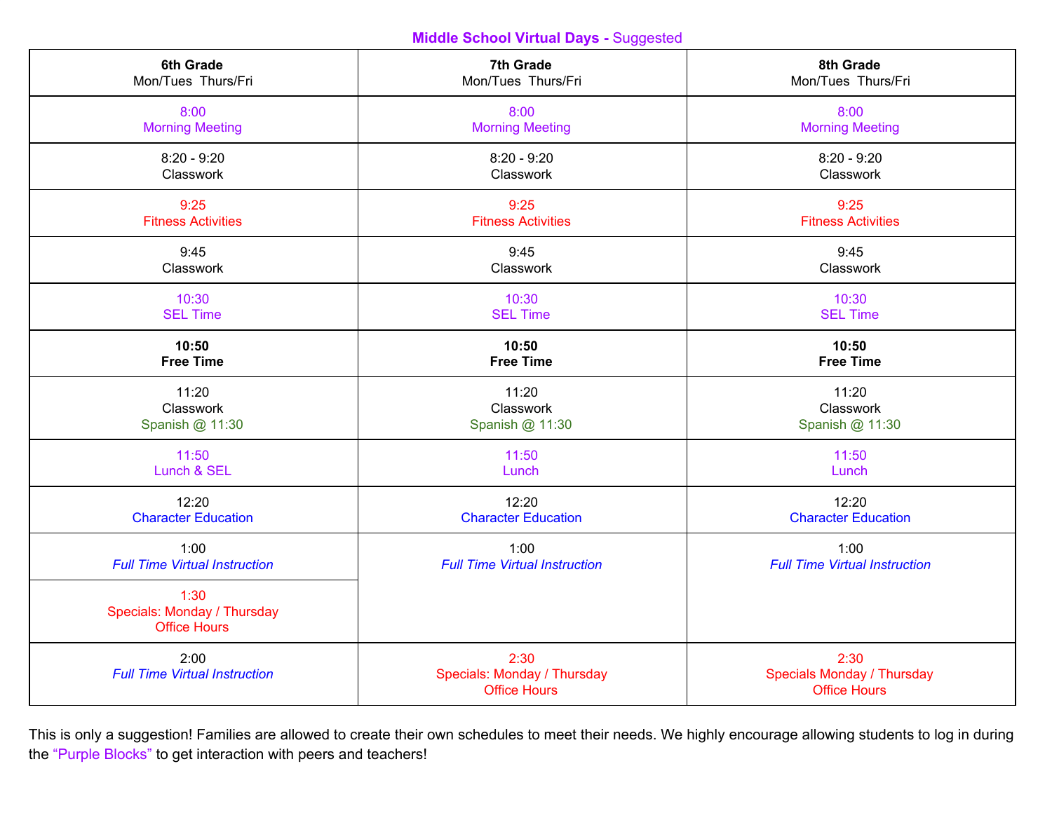## Middle School Virtual Days - Suggested

| **6th Grade**<br>Mon/Tues Thurs/Fri | **7th Grade**<br>Mon/Tues Thurs/Fri | **8th Grade**<br>Mon/Tues Thurs/Fri |
|---|---|---|
| 8:00<br>Morning Meeting | 8:00<br>Morning Meeting | 8:00<br>Morning Meeting |
| 8:20 - 9:20<br>Classwork | 8:20 - 9:20<br>Classwork | 8:20 - 9:20<br>Classwork |
| 9:25<br>Fitness Activities | 9:25<br>Fitness Activities | 9:25<br>Fitness Activities |
| 9:45<br>Classwork | 9:45<br>Classwork | 9:45<br>Classwork |
| 10:30<br>SEL Time | 10:30<br>SEL Time | 10:30<br>SEL Time |
| **10:50**<br>**Free Time** | **10:50**<br>**Free Time** | **10:50**<br>**Free Time** |
| 11:20<br>Classwork<br>Spanish @ 11:30 | 11:20<br>Classwork<br>Spanish @ 11:30 | 11:20<br>Classwork<br>Spanish @ 11:30 |
| 11:50<br>Lunch & SEL | 11:50<br>Lunch | 11:50<br>Lunch |
| 12:20<br>Character Education | 12:20<br>Character Education | 12:20<br>Character Education |
| 1:00<br>*Full Time Virtual Instruction* | 1:00<br>*Full Time Virtual Instruction* | 1:00<br>*Full Time Virtual Instruction* |
| 1:30<br>Specials: Monday / Thursday<br>Office Hours | | |
| 2:00<br>*Full Time Virtual Instruction* | 2:30<br>Specials: Monday / Thursday<br>Office Hours | 2:30<br>Specials Monday / Thursday<br>Office Hours |

This is only a suggestion! Families are allowed to create their own schedules to meet their needs. We highly encourage allowing students to log in during the "Purple Blocks" to get interaction with peers and teachers!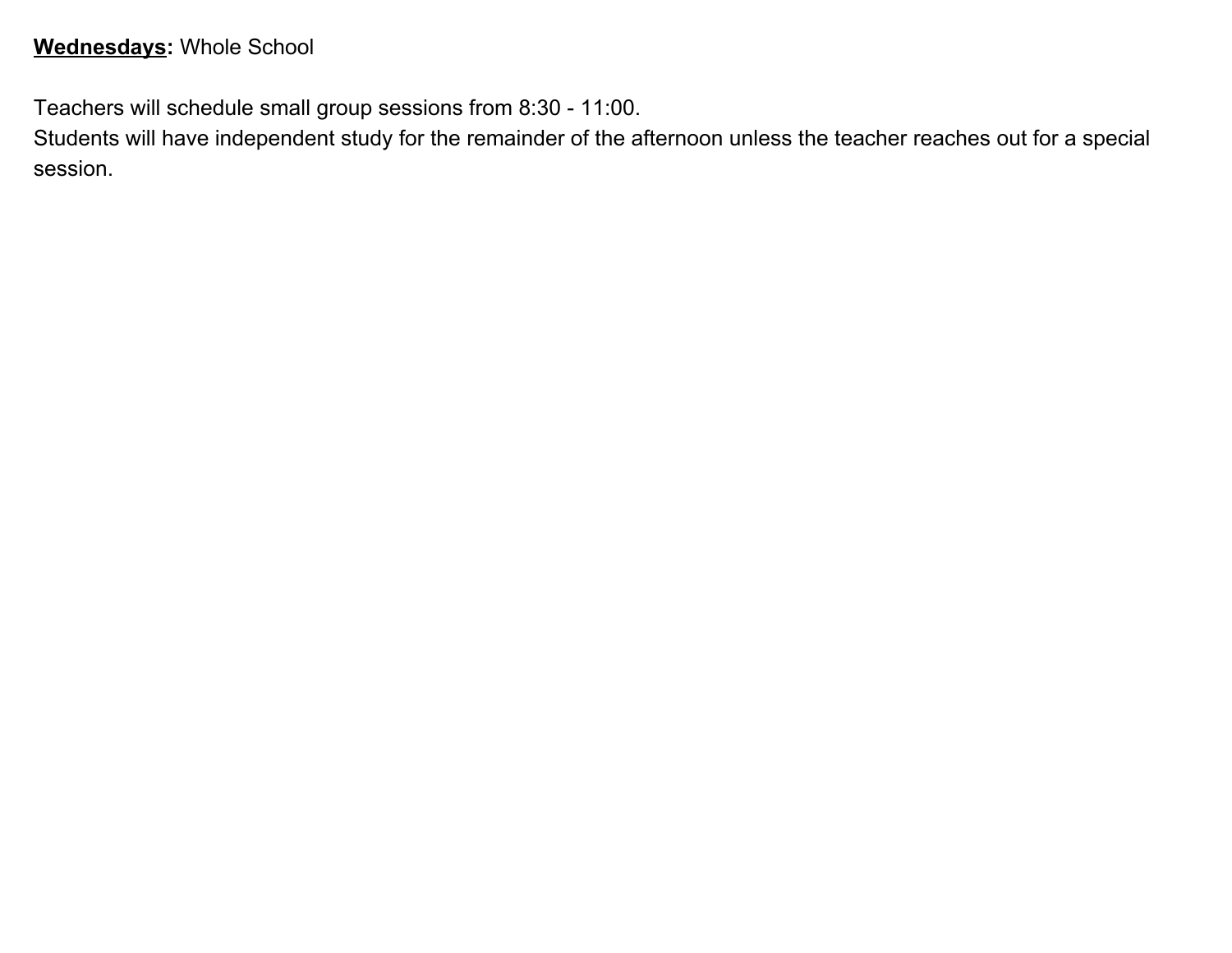**<u>Wednesdays</u>:** Whole School

Teachers will schedule small group sessions from 8:30 - 11:00.
Students will have independent study for the remainder of the afternoon unless the teacher reaches out for a special session.